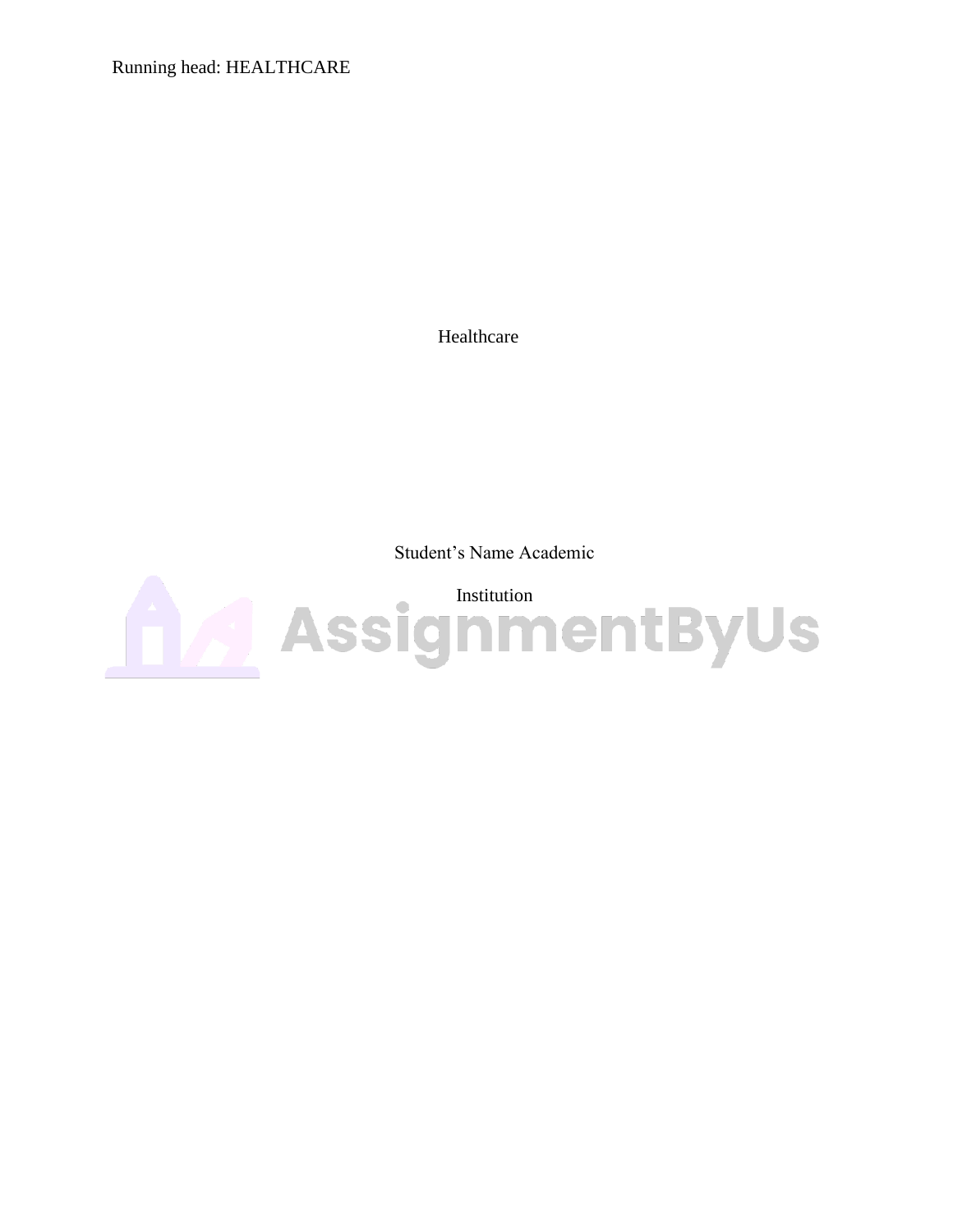Healthcare

Student's Name Academic

Institution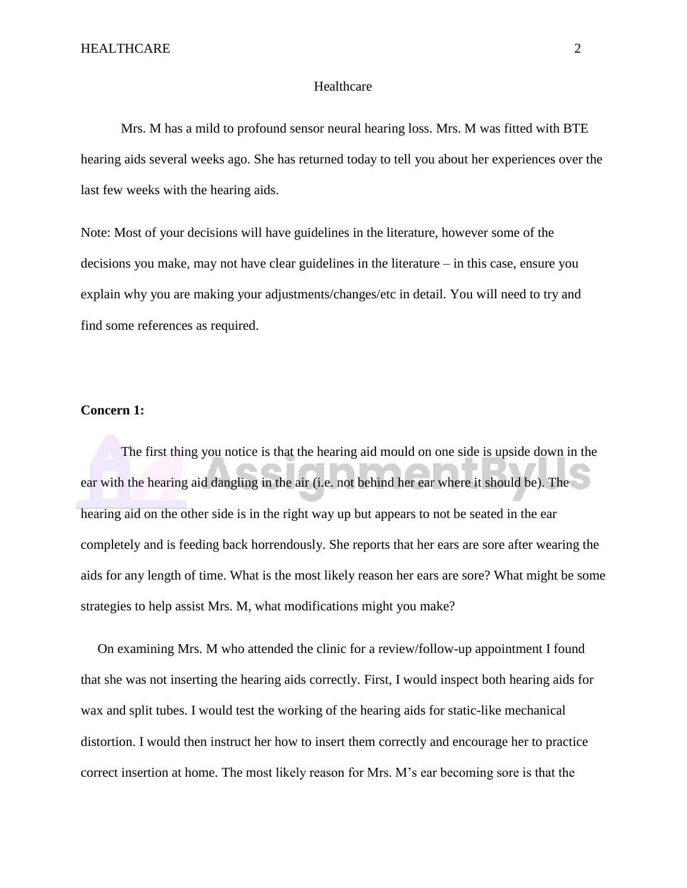# Healthcare

Mrs. M has a mild to profound sensor neural hearing loss. Mrs. M was fitted with BTE hearing aids several weeks ago. She has returned today to tell you about her experiences over the last few weeks with the hearing aids.

Note: Most of your decisions will have guidelines in the literature, however some of the decisions you make, may not have clear guidelines in the literature – in this case, ensure you explain why you are making your adjustments/changes/etc in detail. You will need to try and find some references as required.

**Concern 1:**

The first thing you notice is that the hearing aid mould on one side is upside down in the ear with the hearing aid dangling in the air (i.e. not behind her ear where it should be). The hearing aid on the other side is in the right way up but appears to not be seated in the ear completely and is feeding back horrendously. She reports that her ears are sore after wearing the aids for any length of time. What is the most likely reason her ears are sore? What might be some strategies to help assist Mrs. M, what modifications might you make?

On examining Mrs. M who attended the clinic for a review/follow-up appointment I found that she was not inserting the hearing aids correctly. First, I would inspect both hearing aids for wax and split tubes. I would test the working of the hearing aids for static-like mechanical distortion. I would then instruct her how to insert them correctly and encourage her to practice correct insertion at home. The most likely reason for Mrs. M's ear becoming sore is that the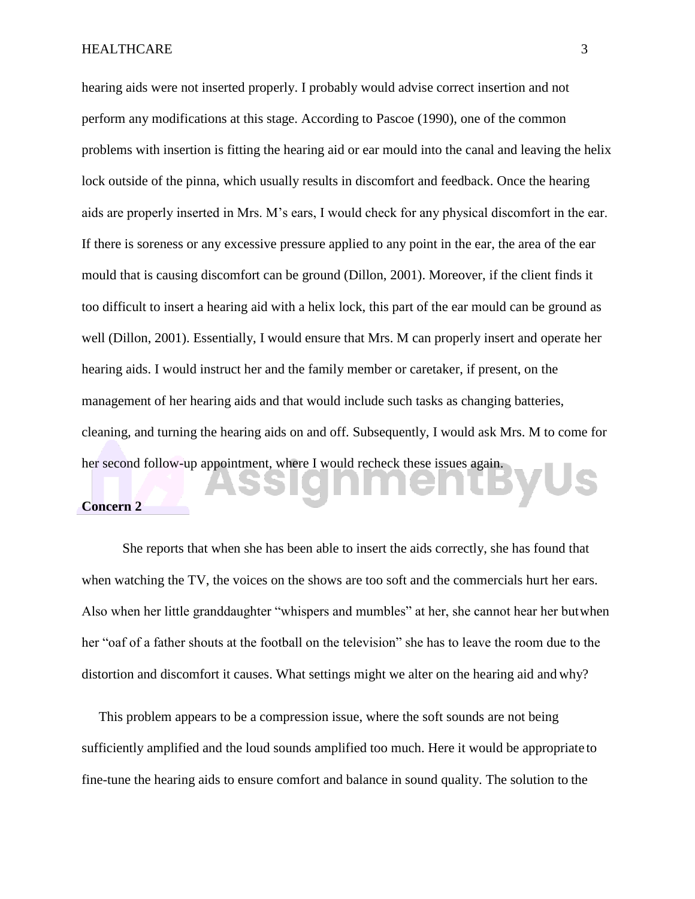hearing aids were not inserted properly. I probably would advise correct insertion and not perform any modifications at this stage. According to Pascoe (1990), one of the common problems with insertion is fitting the hearing aid or ear mould into the canal and leaving the helix lock outside of the pinna, which usually results in discomfort and feedback. Once the hearing aids are properly inserted in Mrs. M's ears, I would check for any physical discomfort in the ear. If there is soreness or any excessive pressure applied to any point in the ear, the area of the ear mould that is causing discomfort can be ground (Dillon, 2001). Moreover, if the client finds it too difficult to insert a hearing aid with a helix lock, this part of the ear mould can be ground as well (Dillon, 2001). Essentially, I would ensure that Mrs. M can properly insert and operate her hearing aids. I would instruct her and the family member or caretaker, if present, on the management of her hearing aids and that would include such tasks as changing batteries, cleaning, and turning the hearing aids on and off. Subsequently, I would ask Mrs. M to come for her second follow-up appointment, where I would recheck these issues again.

**Concern 2**

She reports that when she has been able to insert the aids correctly, she has found that when watching the TV, the voices on the shows are too soft and the commercials hurt her ears. Also when her little granddaughter "whispers and mumbles" at her, she cannot hear her but when her "oaf of a father shouts at the football on the television" she has to leave the room due to the distortion and discomfort it causes. What settings might we alter on the hearing aid and why?

This problem appears to be a compression issue, where the soft sounds are not being sufficiently amplified and the loud sounds amplified too much. Here it would be appropriate to fine-tune the hearing aids to ensure comfort and balance in sound quality. The solution to the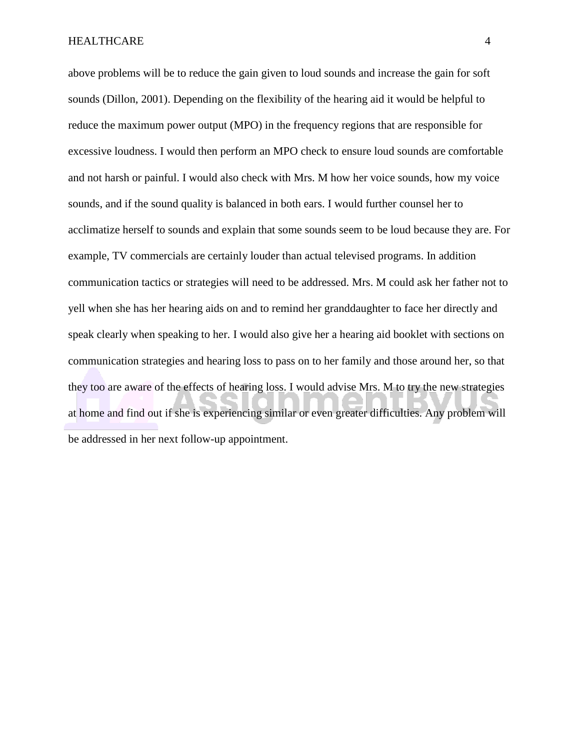above problems will be to reduce the gain given to loud sounds and increase the gain for soft sounds (Dillon, 2001). Depending on the flexibility of the hearing aid it would be helpful to reduce the maximum power output (MPO) in the frequency regions that are responsible for excessive loudness. I would then perform an MPO check to ensure loud sounds are comfortable and not harsh or painful. I would also check with Mrs. M how her voice sounds, how my voice sounds, and if the sound quality is balanced in both ears. I would further counsel her to acclimatize herself to sounds and explain that some sounds seem to be loud because they are. For example, TV commercials are certainly louder than actual televised programs. In addition communication tactics or strategies will need to be addressed. Mrs. M could ask her father not to yell when she has her hearing aids on and to remind her granddaughter to face her directly and speak clearly when speaking to her. I would also give her a hearing aid booklet with sections on communication strategies and hearing loss to pass on to her family and those around her, so that they too are aware of the effects of hearing loss. I would advise Mrs. M to try the new strategies at home and find out if she is experiencing similar or even greater difficulties. Any problem will be addressed in her next follow-up appointment.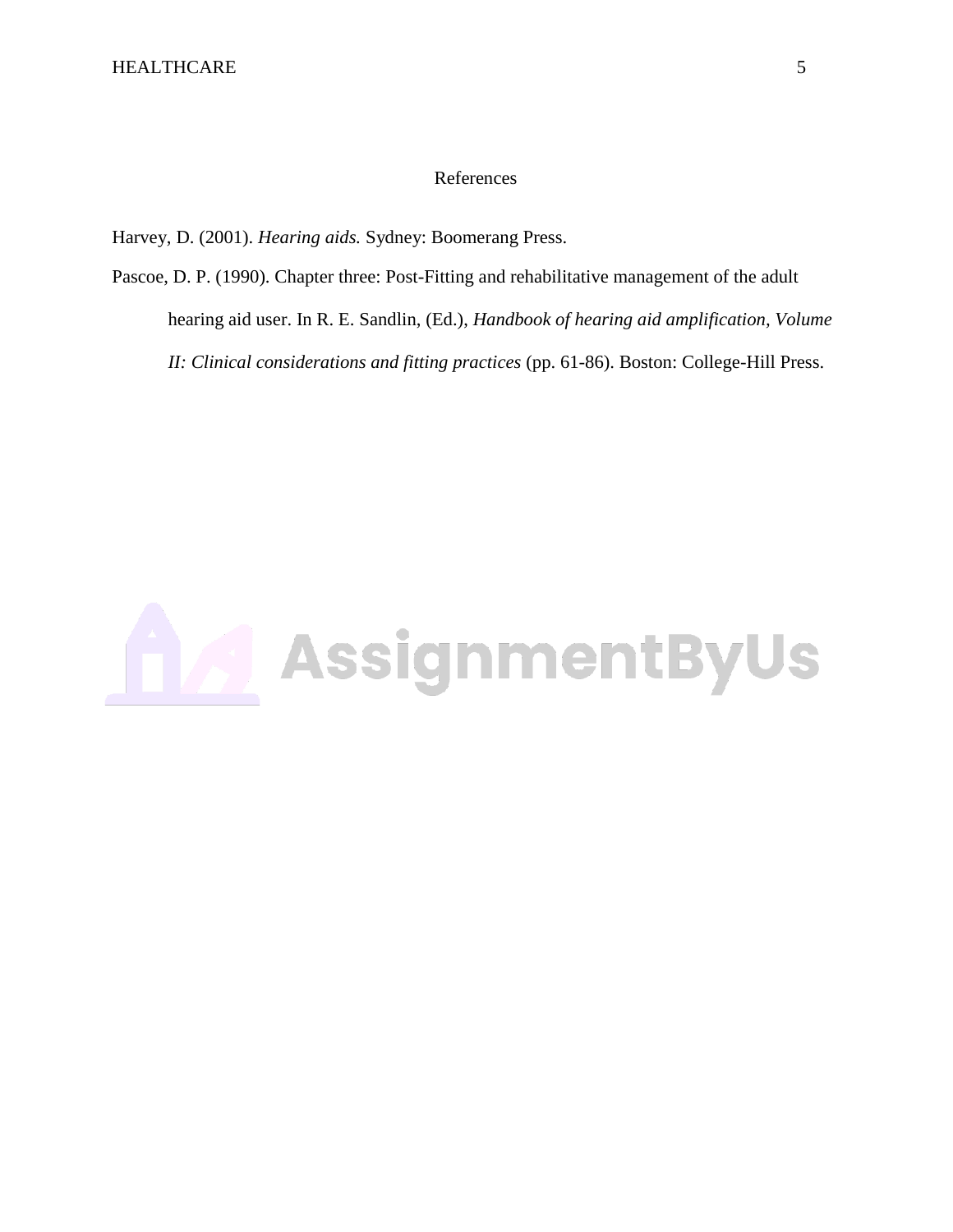# References

Harvey, D. (2001). *Hearing aids.* Sydney: Boomerang Press.

Pascoe, D. P. (1990). Chapter three: Post-Fitting and rehabilitative management of the adult hearing aid user. In R. E. Sandlin, (Ed.), *Handbook of hearing aid amplification, Volume II: Clinical considerations and fitting practices* (pp. 61-86). Boston: College-Hill Press.